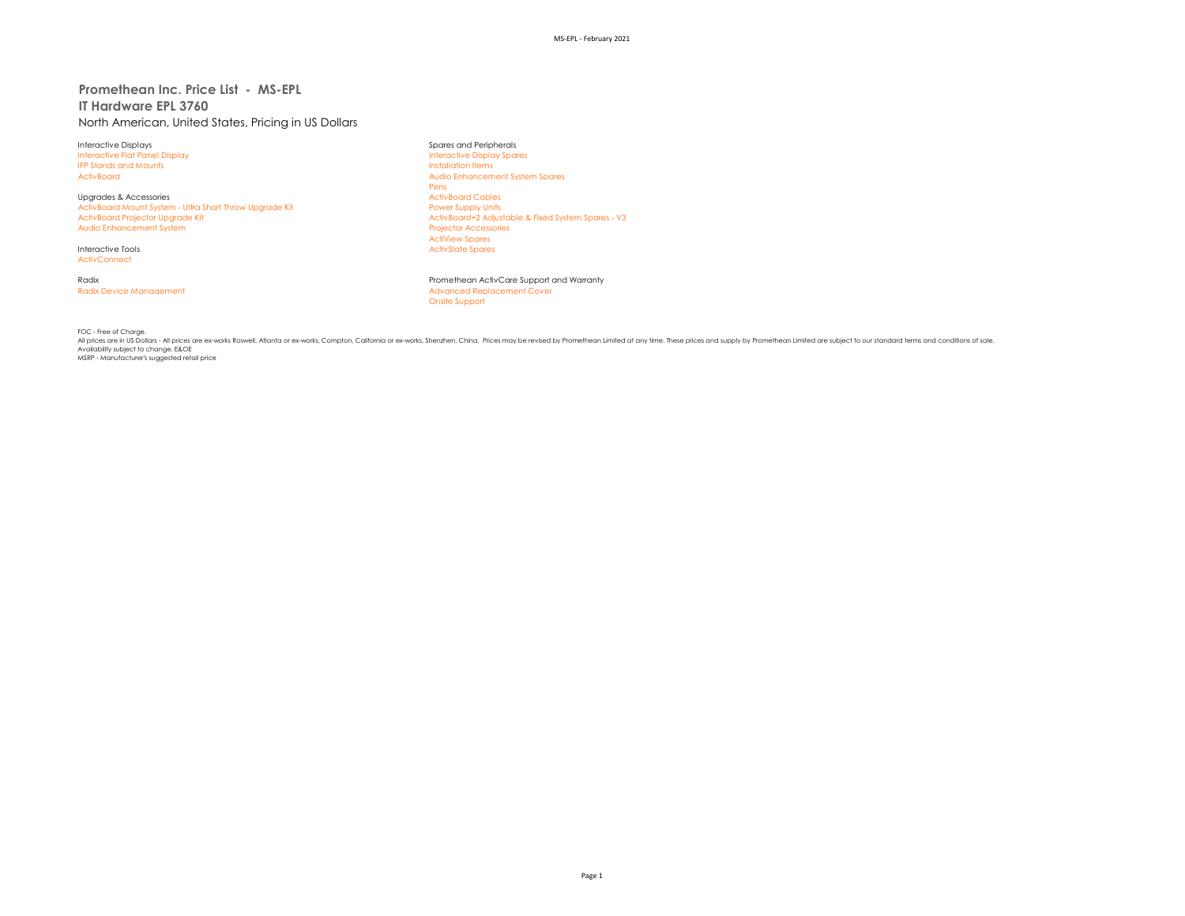# Promethean Inc. Price List - MS-EPL

## IT Hardware EPL 3760

North American, United States, Pricing in US Dollars

Interactive Displays
- Interactive Flat Panel Display
- IFP Stands and Mounts
- ActivBoard

Upgrades & Accessories
- ActivBoard Mount System - Ultra Short Throw Upgrade Kit
- ActivBoard Projector Upgrade Kit
- Audio Enhancement System

Interactive Tools
- ActivConnect

Radix
- Radix Device Management

Spares and Peripherals
- Interactive Display Spares
- Installation Items
- Audio Enhancement System Spares
- Pens
- ActivBoard Cables
- Power Supply Units
- ActivBoard+2 Adjustable & Fixed System Spares - V3
- Projector Accessories
- ActiView Spares
- ActivSlate Spares

Promethean ActivCare Support and Warranty
- Advanced Replacement Cover
- Onsite Support

FOC - Free of Charge.
All prices are in US Dollars - All prices are ex-works Roswell, Atlanta or ex-works, Compton, California or ex-works, Shenzhen, China. Prices may be revised by Promethean Limited at any time. These prices and supply by Promethean Limited are subject to our standard terms and conditions of sale.
Availability subject to change. E&OE
MSRP - Manufacturer's suggested retail price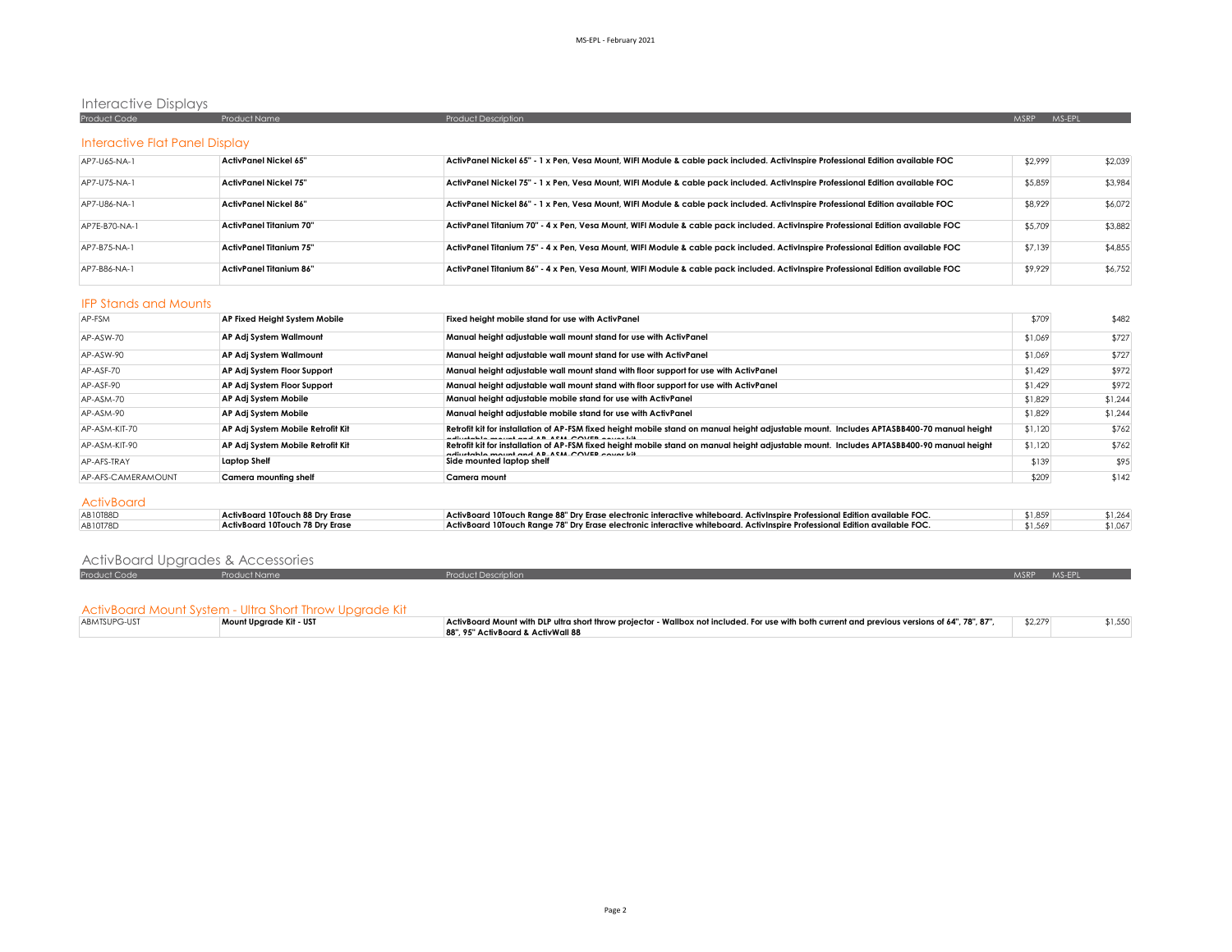## Interactive Displays

| Product Code | Product Name | Product Description | MSRP | MS-EPL |
|---|---|---|---|---|

### Interactive Flat Panel Display

| Product Code | Product Name | Product Description | MSRP | MS-EPL |
|---|---|---|---|---|
| AP7-U65-NA-1 | **ActivPanel Nickel 65"** | **ActivPanel Nickel 65" - 1 x Pen, Vesa Mount, WIFI Module & cable pack included. ActivInspire Professional Edition available FOC** | $2,999 | $2,039 |
| AP7-U75-NA-1 | **ActivPanel Nickel 75"** | **ActivPanel Nickel 75" - 1 x Pen, Vesa Mount, WIFI Module & cable pack included. ActivInspire Professional Edition available FOC** | $5,859 | $3,984 |
| AP7-U86-NA-1 | **ActivPanel Nickel 86"** | **ActivPanel Nickel 86" - 1 x Pen, Vesa Mount, WIFI Module & cable pack included. ActivInspire Professional Edition available FOC** | $8,929 | $6,072 |
| AP7E-B70-NA-1 | **ActivPanel Titanium 70"** | **ActivPanel Titanium 70" - 4 x Pen, Vesa Mount, WIFI Module & cable pack included. ActivInspire Professional Edition available FOC** | $5,709 | $3,882 |
| AP7-B75-NA-1 | **ActivPanel Titanium 75"** | **ActivPanel Titanium 75" - 4 x Pen, Vesa Mount, WIFI Module & cable pack included. ActivInspire Professional Edition available FOC** | $7,139 | $4,855 |
| AP7-B86-NA-1 | **ActivPanel Titanium 86"** | **ActivPanel Titanium 86" - 4 x Pen, Vesa Mount, WIFI Module & cable pack included. ActivInspire Professional Edition available FOC** | $9,929 | $6,752 |

### IFP Stands and Mounts

| Product Code | Product Name | Product Description | MSRP | MS-EPL |
|---|---|---|---|---|
| AP-FSM | **AP Fixed Height System Mobile** | **Fixed height mobile stand for use with ActivPanel** | $709 | $482 |
| AP-ASW-70 | **AP Adj System Wallmount** | **Manual height adjustable wall mount stand for use with ActivPanel** | $1,069 | $727 |
| AP-ASW-90 | **AP Adj System Wallmount** | **Manual height adjustable wall mount stand for use with ActivPanel** | $1,069 | $727 |
| AP-ASF-70 | **AP Adj System Floor Support** | **Manual height adjustable wall mount stand with floor support for use with ActivPanel** | $1,429 | $972 |
| AP-ASF-90 | **AP Adj System Floor Support** | **Manual height adjustable wall mount stand with floor support for use with ActivPanel** | $1,429 | $972 |
| AP-ASM-70 | **AP Adj System Mobile** | **Manual height adjustable mobile stand for use with ActivPanel** | $1,829 | $1,244 |
| AP-ASM-90 | **AP Adj System Mobile** | **Manual height adjustable mobile stand for use with ActivPanel** | $1,829 | $1,244 |
| AP-ASM-KIT-70 | **AP Adj System Mobile Retrofit Kit** | **Retrofit kit for installation of AP-FSM fixed height mobile stand on manual height adjustable mount. Includes APTASBB400-70 manual height adjustable mount and AP-ASM-COVER cover kit** | $1,120 | $762 |
| AP-ASM-KIT-90 | **AP Adj System Mobile Retrofit Kit** | **Retrofit kit for installation of AP-FSM fixed height mobile stand on manual height adjustable mount. Includes APTASBB400-90 manual height adjustable mount and AP-ASM-COVER cover kit** | $1,120 | $762 |
| AP-AFS-TRAY | **Laptop Shelf** | **Side mounted laptop shelf** | $139 | $95 |
| AP-AFS-CAMERAMOUNT | **Camera mounting shelf** | **Camera mount** | $209 | $142 |

### ActivBoard

| Product Code | Product Name | Product Description | MSRP | MS-EPL |
|---|---|---|---|---|
| AB10T88D | **ActivBoard 10Touch 88 Dry Erase** | **ActivBoard 10Touch Range 88" Dry Erase electronic interactive whiteboard. ActivInspire Professional Edition available FOC.** | $1,859 | $1,264 |
| AB10T78D | **ActivBoard 10Touch 78 Dry Erase** | **ActivBoard 10Touch Range 78" Dry Erase electronic interactive whiteboard. ActivInspire Professional Edition available FOC.** | $1,569 | $1,067 |

## ActivBoard Upgrades & Accessories

### ActivBoard Mount System - Ultra Short Throw Upgrade Kit

| Product Code | Product Name | Product Description | MSRP | MS-EPL |
|---|---|---|---|---|
| ABMTSUPG-UST | **Mount Upgrade Kit - UST** | **ActivBoard Mount with DLP ultra short throw projector - Wallbox not included. For use with both current and previous versions of 64", 78", 87", 88", 95" ActivBoard & ActivWall 88** | $2,279 | $1,550 |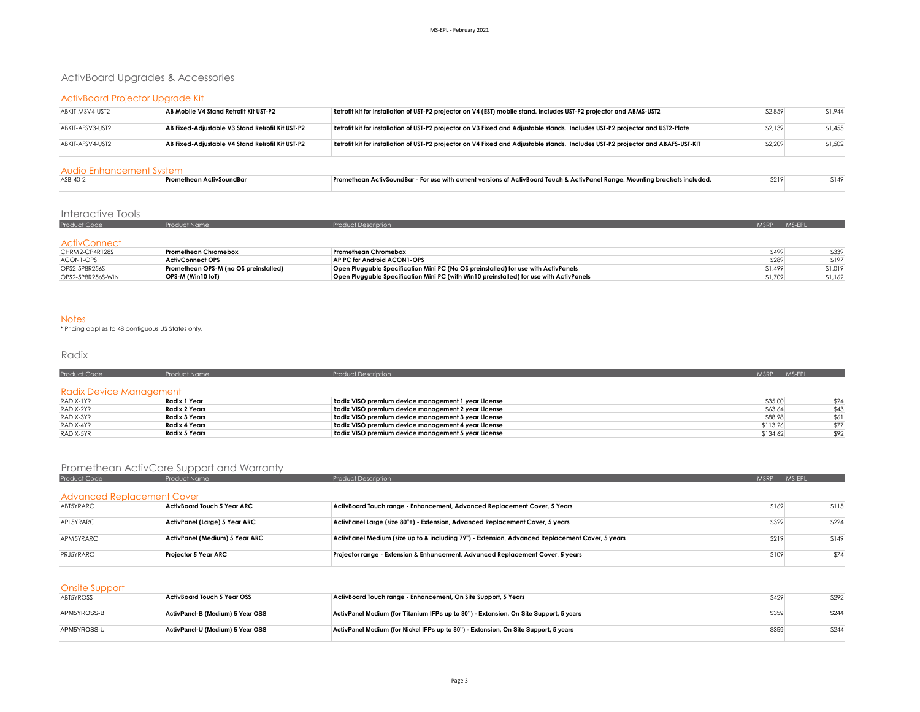# ActivBoard Upgrades & Accessories

## ActivBoard Projector Upgrade Kit

| | | | | |
|---|---|---|---|---|
| ABKIT-MSV4-UST2 | **AB Mobile V4 Stand Retrofit Kit UST-P2** | **Retrofit kit for installation of UST-P2 projector on V4 (EST) mobile stand. Includes UST-P2 projector and ABMS-UST2** | $2,859 | $1,944 |
| ABKIT-AFSV3-UST2 | **AB Fixed-Adjustable V3 Stand Retrofit Kit UST-P2** | **Retrofit kit for installation of UST-P2 projector on V3 Fixed and Adjustable stands. Includes UST-P2 projector and UST2-Plate** | $2,139 | $1,455 |
| ABKIT-AFSV4-UST2 | **AB Fixed-Adjustable V4 Stand Retrofit Kit UST-P2** | **Retrofit kit for installation of UST-P2 projector on V4 Fixed and Adjustable stands. Includes UST-P2 projector and ABAFS-UST-KIT** | $2,209 | $1,502 |

## Audio Enhancement System

| | | | | |
|---|---|---|---|---|
| ASB-40-2 | **Promethean ActivSoundBar** | **Promethean ActivSoundBar - For use with current versions of ActivBoard Touch & ActivPanel Range. Mounting brackets included.** | $219 | $149 |

# Interactive Tools

## ActivConnect

| Product Code | Product Name | Product Description | MSRP | MS-EPL |
|---|---|---|---|---|
| CHRM2-CP4R128S | **Promethean Chromebox** | **Promethean Chromebox** | $499 | $339 |
| ACON1-OPS | **ActivConnect OPS** | **AP PC for Android ACON1-OPS** | $289 | $197 |
| OPS2-5P8R256S | **Promethean OPS-M (no OS preinstalled)** | **Open Pluggable Specification Mini PC (No OS preinstalled) for use with ActivPanels** | $1,499 | $1,019 |
| OPS2-5P8R256S-WIN | **OPS-M (Win10 IoT)** | **Open Pluggable Specification Mini PC (with Win10 preinstalled) for use with ActivPanels** | $1,709 | $1,162 |

## Notes

* Pricing applies to 48 contiguous US States only.

# Radix

## Radix Device Management

| Product Code | Product Name | Product Description | MSRP | MS-EPL |
|---|---|---|---|---|
| RADIX-1YR | **Radix 1 Year** | **Radix VISO premium device management 1 year License** | $35.00 | $24 |
| RADIX-2YR | **Radix 2 Years** | **Radix VISO premium device management 2 year License** | $63.64 | $43 |
| RADIX-3YR | **Radix 3 Years** | **Radix VISO premium device management 3 year License** | $88.98 | $61 |
| RADIX-4YR | **Radix 4 Years** | **Radix VISO premium device management 4 year License** | $113.26 | $77 |
| RADIX-5YR | **Radix 5 Years** | **Radix VISO premium device management 5 year License** | $134.62 | $92 |

# Promethean ActivCare Support and Warranty

## Advanced Replacement Cover

| Product Code | Product Name | Product Description | MSRP | MS-EPL |
|---|---|---|---|---|
| ABT5YRARC | **ActivBoard Touch 5 Year ARC** | **ActivBoard Touch range - Enhancement, Advanced Replacement Cover, 5 Years** | $169 | $115 |
| APL5YRARC | **ActivPanel (Large) 5 Year ARC** | **ActivPanel Large (size 80"+) - Extension, Advanced Replacement Cover, 5 years** | $329 | $224 |
| APM5YRARC | **ActivPanel (Medium) 5 Year ARC** | **ActivPanel Medium (size up to & including 79") - Extension, Advanced Replacement Cover, 5 years** | $219 | $149 |
| PRJ5YRARC | **Projector 5 Year ARC** | **Projector range - Extension & Enhancement, Advanced Replacement Cover, 5 years** | $109 | $74 |

## Onsite Support

| Product Code | Product Name | Product Description | MSRP | MS-EPL |
|---|---|---|---|---|
| ABT5YROSS | **ActivBoard Touch 5 Year OSS** | **ActivBoard Touch range - Enhancement, On Site Support, 5 Years** | $429 | $292 |
| APM5YROSS-B | **ActivPanel-B (Medium) 5 Year OSS** | **ActivPanel Medium (for Titanium IFPs up to 80") - Extension, On Site Support, 5 years** | $359 | $244 |
| APM5YROSS-U | **ActivPanel-U (Medium) 5 Year OSS** | **ActivPanel Medium (for Nickel IFPs up to 80") - Extension, On Site Support, 5 years** | $359 | $244 |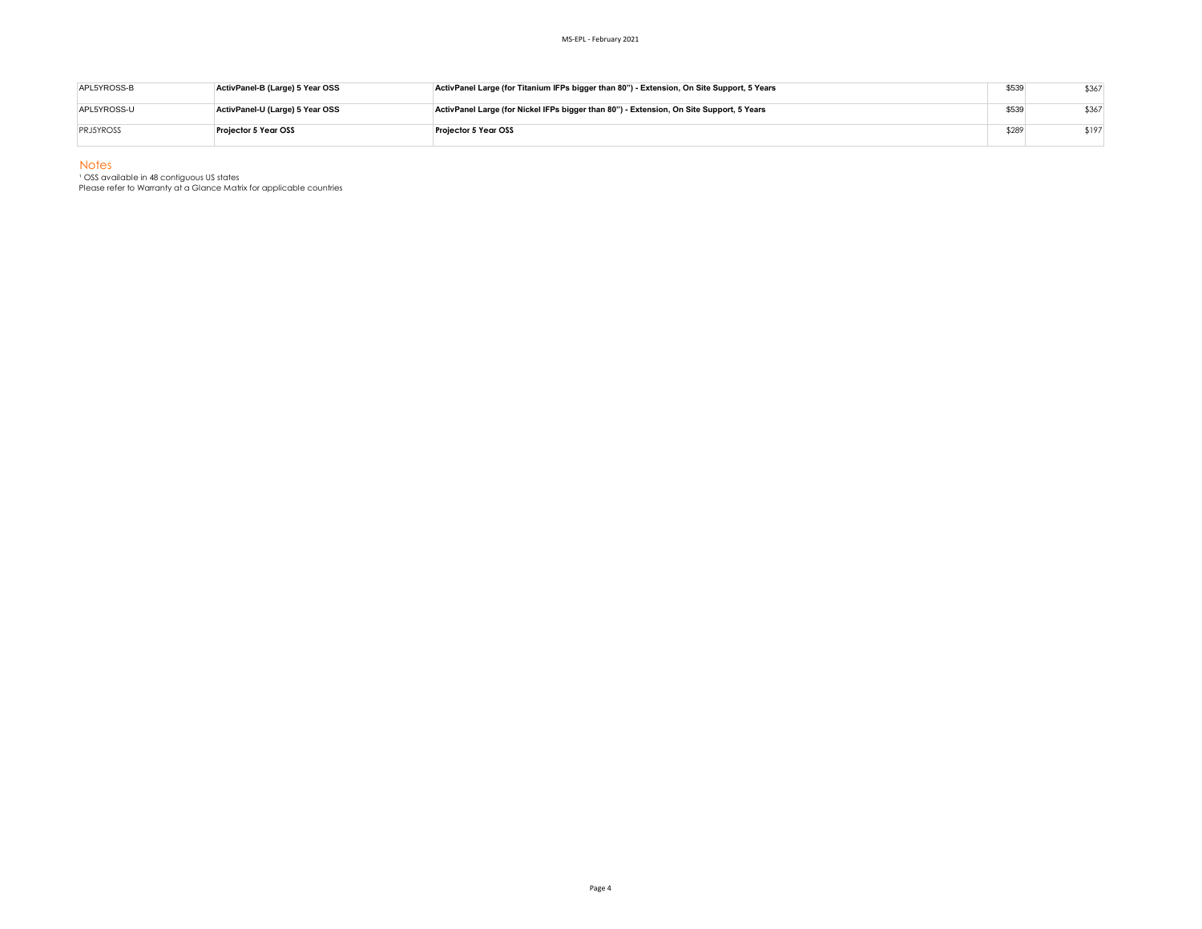| | | | | |
|---|---|---|---|---|
| APL5YROSS-B | **ActivPanel-B (Large) 5 Year OSS** | **ActivPanel Large (for Titanium IFPs bigger than 80") - Extension, On Site Support, 5 Years** | $539 | $367 |
| APL5YROSS-U | **ActivPanel-U (Large) 5 Year OSS** | **ActivPanel Large (for Nickel IFPs bigger than 80") - Extension, On Site Support, 5 Years** | $539 | $367 |
| PRJ5YROSS | **Projector 5 Year OSS** | **Projector 5 Year OSS** | $289 | $197 |

## Notes

[1] OSS available in 48 contiguous US states

Please refer to Warranty at a Glance Matrix for applicable countries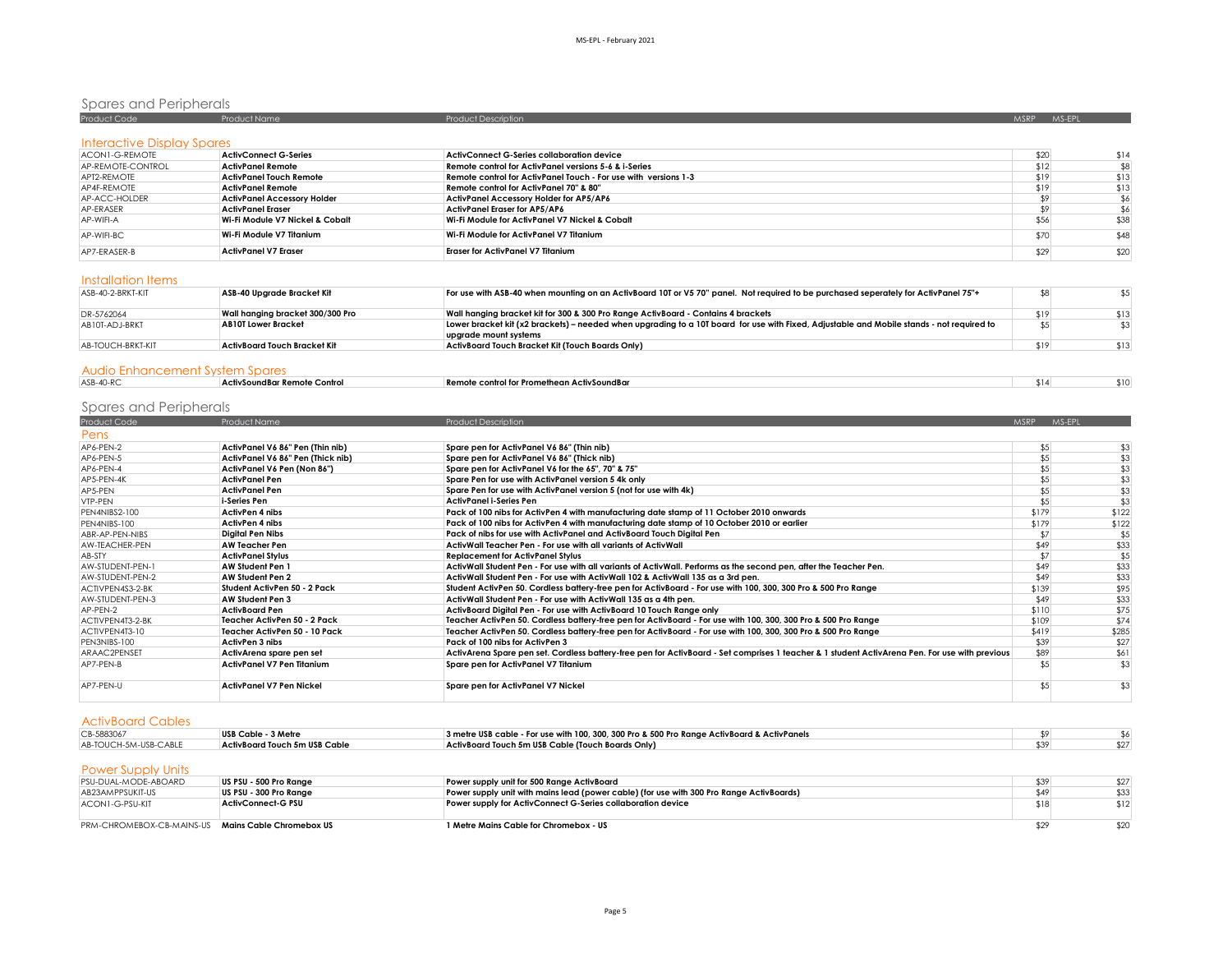## Spares and Peripherals

| Product Code | Product Name | Product Description | MSRP | MS-EPL |
|---|---|---|---|---|
| **Interactive Display Spares** | | | | |
| ACON1-G-REMOTE | **ActivConnect G-Series** | **ActivConnect G-Series collaboration device** | $20 | $14 |
| AP-REMOTE-CONTROL | **ActivPanel Remote** | **Remote control for ActivPanel versions 5-6 & i-Series** | $12 | $8 |
| APT2-REMOTE | **ActivPanel Touch Remote** | **Remote control for ActivPanel Touch - For use with versions 1-3** | $19 | $13 |
| AP4F-REMOTE | **ActivPanel Remote** | **Remote control for ActivPanel 70" & 80"** | $19 | $13 |
| AP-ACC-HOLDER | **ActivPanel Accessory Holder** | **ActivPanel Accessory Holder for AP5/AP6** | $9 | $6 |
| AP-ERASER | **ActivPanel Eraser** | **ActivPanel Eraser for AP5/AP6** | $9 | $6 |
| AP-WIFI-A | **Wi-Fi Module V7 Nickel & Cobalt** | **Wi-Fi Module for ActivPanel V7 Nickel & Cobalt** | $56 | $38 |
| AP-WIFI-BC | **Wi-Fi Module V7 Titanium** | **Wi-Fi Module for ActivPanel V7 Titanium** | $70 | $48 |
| AP7-ERASER-B | **ActivPanel V7 Eraser** | **Eraser for ActivPanel V7 Titanium** | $29 | $20 |
| **Installation Items** | | | | |
| ASB-40-2-BRKT-KIT | **ASB-40 Upgrade Bracket Kit** | **For use with ASB-40 when mounting on an ActivBoard 10T or V5 70" panel. Not required to be purchased seperately for ActivPanel 75"+** | $8 | $5 |
| DR-5762064 | **Wall hanging bracket 300/300 Pro** | **Wall hanging bracket kit for 300 & 300 Pro Range ActivBoard - Contains 4 brackets** | $19 | $13 |
| AB10T-ADJ-BRKT | **AB10T Lower Bracket** | **Lower bracket kit (x2 brackets) – needed when upgrading to a 10T board for use with Fixed, Adjustable and Mobile stands - not required to upgrade mount systems** | $5 | $3 |
| AB-TOUCH-BRKT-KIT | **ActivBoard Touch Bracket Kit** | **ActivBoard Touch Bracket Kit (Touch Boards Only)** | $19 | $13 |
| **Audio Enhancement System Spares** | | | | |
| ASB-40-RC | **ActivSoundBar Remote Control** | **Remote control for Promethean ActivSoundBar** | $14 | $10 |

## Spares and Peripherals

| Product Code | Product Name | Product Description | MSRP | MS-EPL |
|---|---|---|---|---|
| **Pens** | | | | |
| AP6-PEN-2 | **ActivPanel V6 86" Pen (Thin nib)** | **Spare pen for ActivPanel V6 86" (Thin nib)** | $5 | $3 |
| AP6-PEN-5 | **ActivPanel V6 86" Pen (Thick nib)** | **Spare pen for ActivPanel V6 86" (Thick nib)** | $5 | $3 |
| AP6-PEN-4 | **ActivPanel V6 Pen (Non 86")** | **Spare pen for ActivPanel V6 for the 65", 70" & 75"** | $5 | $3 |
| AP5-PEN-4K | **ActivPanel Pen** | **Spare Pen for use with ActivPanel version 5 4k only** | $5 | $3 |
| AP5-PEN | **ActivPanel Pen** | **Spare Pen for use with ActivPanel version 5 (not for use with 4k)** | $5 | $3 |
| VTP-PEN | **i-Series Pen** | **ActivPanel i-Series Pen** | $5 | $3 |
| PEN4NIBS2-100 | **ActivPen 4 nibs** | **Pack of 100 nibs for ActivPen 4 with manufacturing date stamp of 11 October 2010 onwards** | $179 | $122 |
| PEN4NIBS-100 | **ActivPen 4 nibs** | **Pack of 100 nibs for ActivPen 4 with manufacturing date stamp of 10 October 2010 or earlier** | $179 | $122 |
| ABR-AP-PEN-NIBS | **Digital Pen Nibs** | **Pack of nibs for use with ActivPanel and ActivBoard Touch Digital Pen** | $7 | $5 |
| AW-TEACHER-PEN | **AW Teacher Pen** | **ActivWall Teacher Pen - For use with all variants of ActivWall** | $49 | $33 |
| AB-STY | **ActivPanel Stylus** | **Replacement for ActivPanel Stylus** | $7 | $5 |
| AW-STUDENT-PEN-1 | **AW Student Pen 1** | **ActivWall Student Pen - For use with all variants of ActivWall. Performs as the second pen, after the Teacher Pen.** | $49 | $33 |
| AW-STUDENT-PEN-2 | **AW Student Pen 2** | **ActivWall Student Pen - For use with ActivWall 102 & ActivWall 135 as a 3rd pen.** | $49 | $33 |
| ACTIVPEN4S3-2-BK | **Student ActivPen 50 - 2 Pack** | **Student ActivPen 50. Cordless battery-free pen for ActivBoard - For use with 100, 300, 300 Pro & 500 Pro Range** | $139 | $95 |
| AW-STUDENT-PEN-3 | **AW Student Pen 3** | **ActivWall Student Pen - For use with ActivWall 135 as a 4th pen.** | $49 | $33 |
| AP-PEN-2 | **ActivBoard Pen** | **ActivBoard Digital Pen - For use with ActivBoard 10 Touch Range only** | $110 | $75 |
| ACTIVPEN4T3-2-BK | **Teacher ActivPen 50 - 2 Pack** | **Teacher ActivPen 50. Cordless battery-free pen for ActivBoard - For use with 100, 300, 300 Pro & 500 Pro Range** | $109 | $74 |
| ACTIVPEN4T3-10 | **Teacher ActivPen 50 - 10 Pack** | **Teacher ActivPen 50. Cordless battery-free pen for ActivBoard - For use with 100, 300, 300 Pro & 500 Pro Range** | $419 | $285 |
| PEN3NIBS-100 | **ActivPen 3 nibs** | **Pack of 100 nibs for ActivPen 3** | $39 | $27 |
| ARAAC2PENSET | **ActivArena spare pen set** | **ActivArena Spare pen set. Cordless battery-free pen for ActivBoard - Set comprises 1 teacher & 1 student ActivArena Pen. For use with previous** | $89 | $61 |
| AP7-PEN-B | **ActivPanel V7 Pen Titanium** | **Spare pen for ActivPanel V7 Titanium** | $5 | $3 |
| AP7-PEN-U | **ActivPanel V7 Pen Nickel** | **Spare pen for ActivPanel V7 Nickel** | $5 | $3 |
| **ActivBoard Cables** | | | | |
| CB-5883067 | **USB Cable - 3 Metre** | **3 metre USB cable - For use with 100, 300, 300 Pro & 500 Pro Range ActivBoard & ActivPanels** | $9 | $6 |
| AB-TOUCH-5M-USB-CABLE | **ActivBoard Touch 5m USB Cable** | **ActivBoard Touch 5m USB Cable (Touch Boards Only)** | $39 | $27 |
| **Power Supply Units** | | | | |
| PSU-DUAL-MODE-ABOARD | **US PSU - 500 Pro Range** | **Power supply unit for 500 Range ActivBoard** | $39 | $27 |
| AB23AMPPSUKIT-US | **US PSU - 300 Pro Range** | **Power supply unit with mains lead (power cable) (for use with 300 Pro Range ActivBoards)** | $49 | $33 |
| ACON1-G-PSU-KIT | **ActivConnect-G PSU** | **Power supply for ActivConnect G-Series collaboration device** | $18 | $12 |
| PRM-CHROMEBOX-CB-MAINS-US | **Mains Cable Chromebox US** | **1 Metre Mains Cable for Chromebox - US** | $29 | $20 |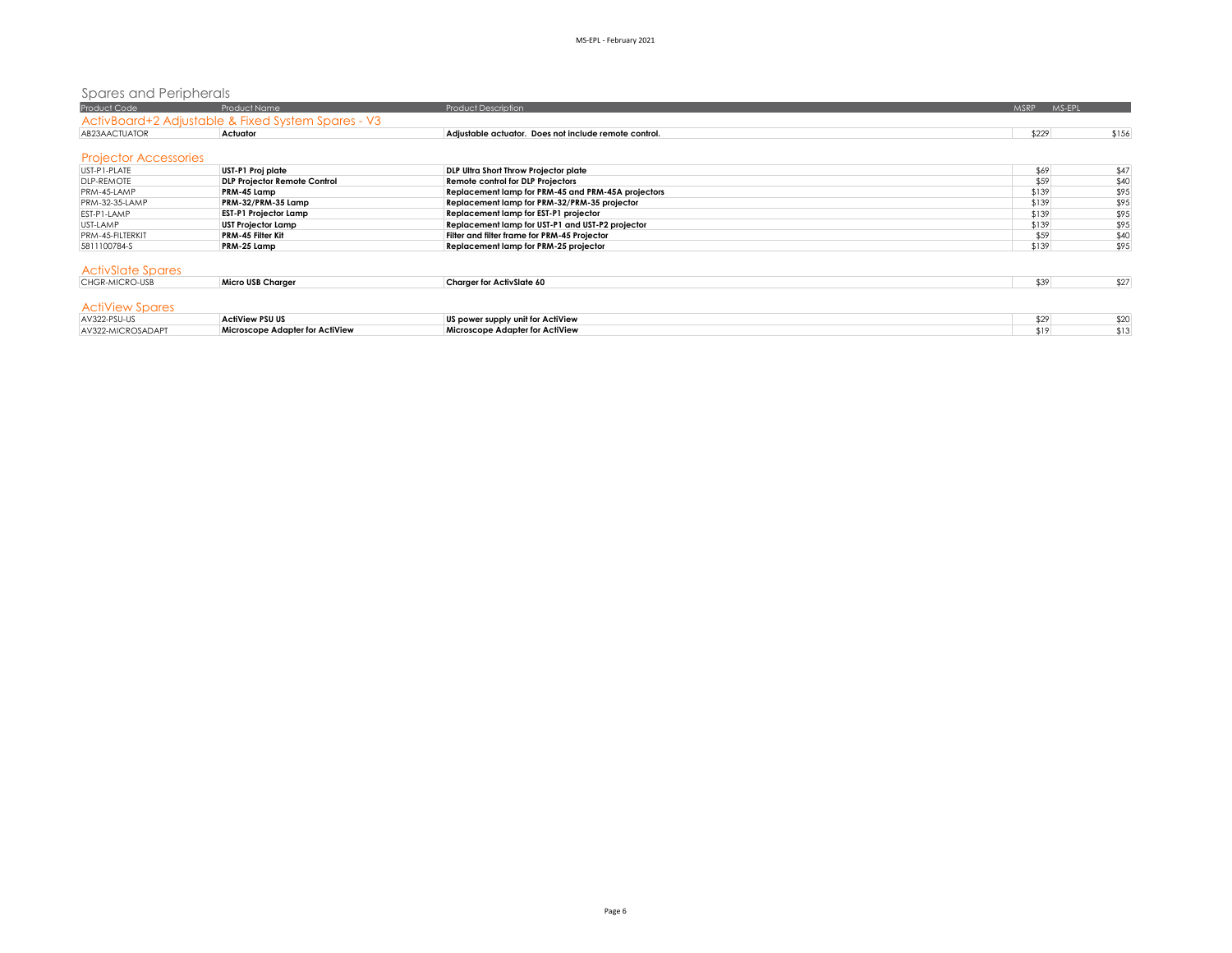## Spares and Peripherals

| Product Code | Product Name | Product Description | MSRP | MS-EPL |
|---|---|---|---|---|
| **ActivBoard+2 Adjustable & Fixed System Spares - V3** | | | | |
| AB23AACTUATOR | **Actuator** | **Adjustable actuator. Does not include remote control.** | $229 | $156 |
| **Projector Accessories** | | | | |
| UST-P1-PLATE | **UST-P1 Proj plate** | **DLP Ultra Short Throw Projector plate** | $69 | $47 |
| DLP-REMOTE | **DLP Projector Remote Control** | **Remote control for DLP Projectors** | $59 | $40 |
| PRM-45-LAMP | **PRM-45 Lamp** | **Replacement lamp for PRM-45 and PRM-45A projectors** | $139 | $95 |
| PRM-32-35-LAMP | **PRM-32/PRM-35 Lamp** | **Replacement lamp for PRM-32/PRM-35 projector** | $139 | $95 |
| EST-P1-LAMP | **EST-P1 Projector Lamp** | **Replacement lamp for EST-P1 projector** | $139 | $95 |
| UST-LAMP | **UST Projector Lamp** | **Replacement lamp for UST-P1 and UST-P2 projector** | $139 | $95 |
| PRM-45-FILTERKIT | **PRM-45 Filter Kit** | **Filter and filter frame for PRM-45 Projector** | $59 | $40 |
| 5811100784-S | **PRM-25 Lamp** | **Replacement lamp for PRM-25 projector** | $139 | $95 |
| **ActivSlate Spares** | | | | |
| CHGR-MICRO-USB | **Micro USB Charger** | **Charger for ActivSlate 60** | $39 | $27 |
| **ActiView Spares** | | | | |
| AV322-PSU-US | **ActiView PSU US** | **US power supply unit for ActiView** | $29 | $20 |
| AV322-MICROSADAPT | **Microscope Adapter for ActiView** | **Microscope Adapter for ActiView** | $19 | $13 |